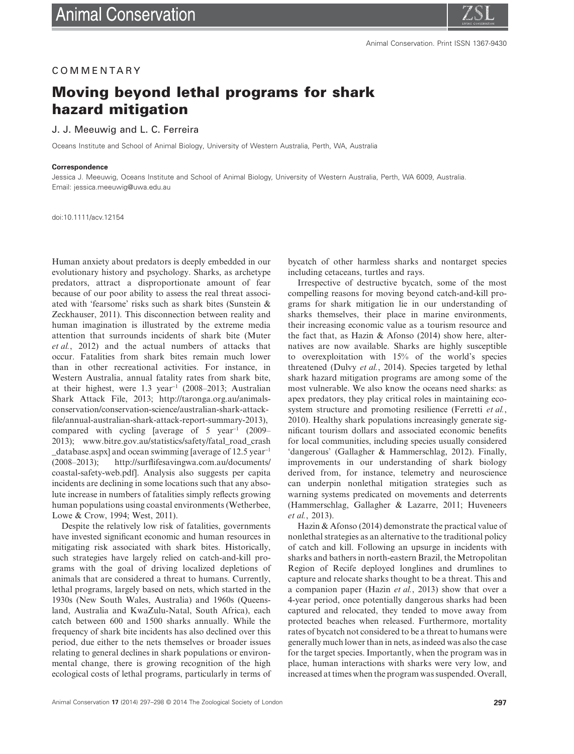COMMENTARY

# Moving beyond lethal programs for shark hazard mitigation

J. J. Meeuwig and L. C. Ferreira

Oceans Institute and School of Animal Biology, University of Western Australia, Perth, WA, Australia

**Correspondence**

Jessica J. Meeuwig, Oceans Institute and School of Animal Biology, University of Western Australia, Perth, WA 6009, Australia. Email: jessica.meeuwig@uwa.edu.au

doi:10.1111/acv.12154

Human anxiety about predators is deeply embedded in our evolutionary history and psychology. Sharks, as archetype predators, attract a disproportionate amount of fear because of our poor ability to assess the real threat associated with 'fearsome' risks such as shark bites (Sunstein & Zeckhauser, 2011). This disconnection between reality and human imagination is illustrated by the extreme media attention that surrounds incidents of shark bite (Muter *et al.*, 2012) and the actual numbers of attacks that occur. Fatalities from shark bites remain much lower than in other recreational activities. For instance, in Western Australia, annual fatality rates from shark bite, at their highest, were 1.3 $year^{-1}$ (2008–2013; Australian Shark Attack File, 2013; http://taronga.org.au/animals-conservation/conservation-science/australian-shark-attack-file/annual-australian-shark-attack-report-summary-2013), compared with cycling [average of 5 $year^{-1}$ (2009–2013); www.bitre.gov.au/statistics/safety/fatal_road_crash_database.aspx] and ocean swimming [average of 12.5 $year^{-1}$ (2008–2013); http://surflifesavingwa.com.au/documents/coastal-safety-web.pdf]. Analysis also suggests per capita incidents are declining in some locations such that any absolute increase in numbers of fatalities simply reflects growing human populations using coastal environments (Wetherbee, Lowe & Crow, 1994; West, 2011).

Despite the relatively low risk of fatalities, governments have invested significant economic and human resources in mitigating risk associated with shark bites. Historically, such strategies have largely relied on catch-and-kill programs with the goal of driving localized depletions of animals that are considered a threat to humans. Currently, lethal programs, largely based on nets, which started in the 1930s (New South Wales, Australia) and 1960s (Queensland, Australia and KwaZulu-Natal, South Africa), each catch between 600 and 1500 sharks annually. While the frequency of shark bite incidents has also declined over this period, due either to the nets themselves or broader issues relating to general declines in shark populations or environmental change, there is growing recognition of the high ecological costs of lethal programs, particularly in terms of bycatch of other harmless sharks and nontarget species including cetaceans, turtles and rays.

Irrespective of destructive bycatch, some of the most compelling reasons for moving beyond catch-and-kill programs for shark mitigation lie in our understanding of sharks themselves, their place in marine environments, their increasing economic value as a tourism resource and the fact that, as Hazin & Afonso (2014) show here, alternatives are now available. Sharks are highly susceptible to overexploitation with 15% of the world's species threatened (Dulvy *et al.*, 2014). Species targeted by lethal shark hazard mitigation programs are among some of the most vulnerable. We also know the oceans need sharks: as apex predators, they play critical roles in maintaining ecosystem structure and promoting resilience (Ferretti *et al.*, 2010). Healthy shark populations increasingly generate significant tourism dollars and associated economic benefits for local communities, including species usually considered 'dangerous' (Gallagher & Hammerschlag, 2012). Finally, improvements in our understanding of shark biology derived from, for instance, telemetry and neuroscience can underpin nonlethal mitigation strategies such as warning systems predicated on movements and deterrents (Hammerschlag, Gallagher & Lazarre, 2011; Huveneers *et al.*, 2013).

Hazin & Afonso (2014) demonstrate the practical value of nonlethal strategies as an alternative to the traditional policy of catch and kill. Following an upsurge in incidents with sharks and bathers in north-eastern Brazil, the Metropolitan Region of Recife deployed longlines and drumlines to capture and relocate sharks thought to be a threat. This and a companion paper (Hazin *et al.*, 2013) show that over a 4-year period, once potentially dangerous sharks had been captured and relocated, they tended to move away from protected beaches when released. Furthermore, mortality rates of bycatch not considered to be a threat to humans were generally much lower than in nets, as indeed was also the case for the target species. Importantly, when the program was in place, human interactions with sharks were very low, and increased at times when the program was suspended. Overall,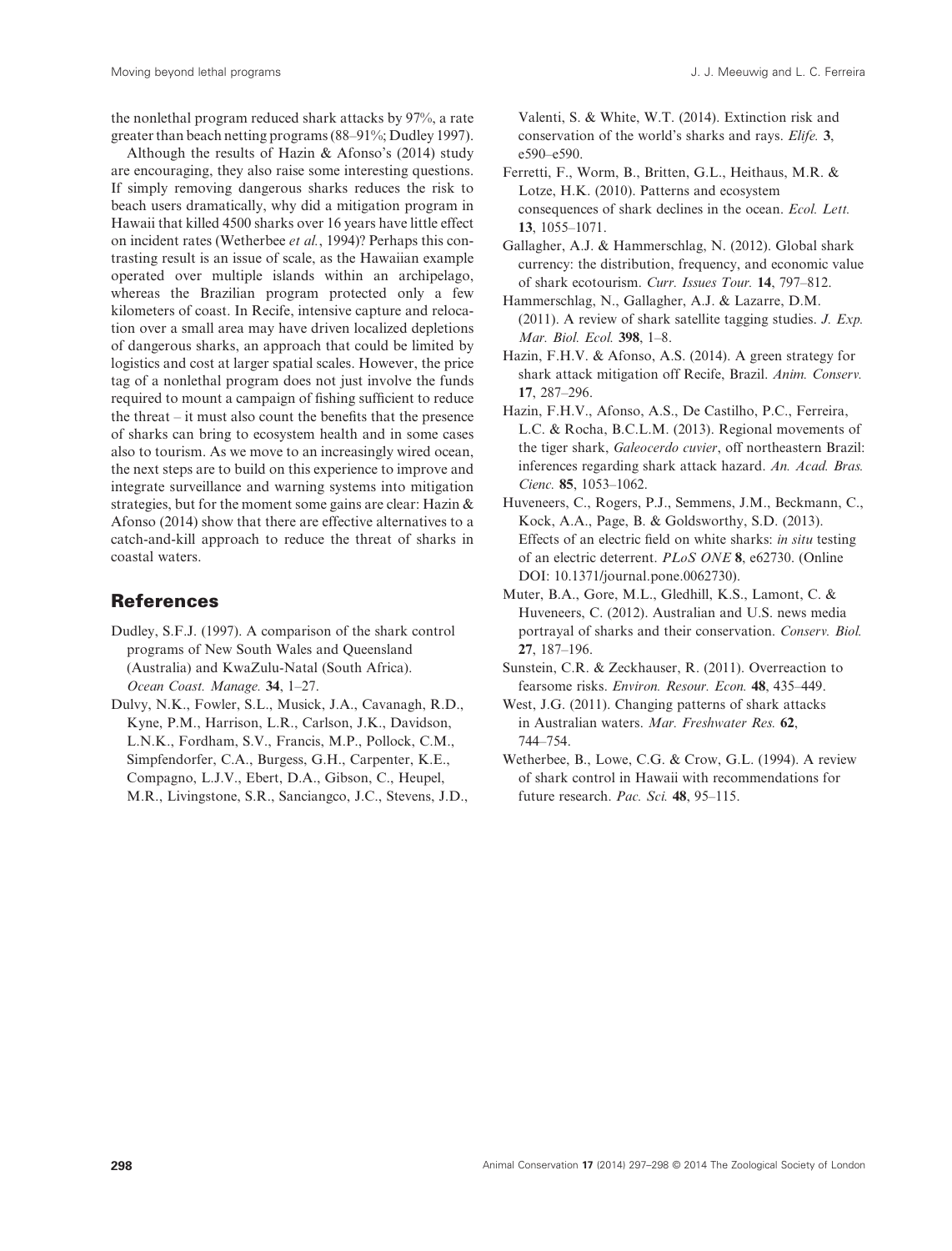the nonlethal program reduced shark attacks by 97%, a rate greater than beach netting programs (88–91%; Dudley 1997).

Although the results of Hazin & Afonso's (2014) study are encouraging, they also raise some interesting questions. If simply removing dangerous sharks reduces the risk to beach users dramatically, why did a mitigation program in Hawaii that killed 4500 sharks over 16 years have little effect on incident rates (Wetherbee *et al.*, 1994)? Perhaps this contrasting result is an issue of scale, as the Hawaiian example operated over multiple islands within an archipelago, whereas the Brazilian program protected only a few kilometers of coast. In Recife, intensive capture and relocation over a small area may have driven localized depletions of dangerous sharks, an approach that could be limited by logistics and cost at larger spatial scales. However, the price tag of a nonlethal program does not just involve the funds required to mount a campaign of fishing sufficient to reduce the threat – it must also count the benefits that the presence of sharks can bring to ecosystem health and in some cases also to tourism. As we move to an increasingly wired ocean, the next steps are to build on this experience to improve and integrate surveillance and warning systems into mitigation strategies, but for the moment some gains are clear: Hazin & Afonso (2014) show that there are effective alternatives to a catch-and-kill approach to reduce the threat of sharks in coastal waters.

## References

Dudley, S.F.J. (1997). A comparison of the shark control programs of New South Wales and Queensland (Australia) and KwaZulu-Natal (South Africa). *Ocean Coast. Manage.* **34**, 1–27.

Dulvy, N.K., Fowler, S.L., Musick, J.A., Cavanagh, R.D., Kyne, P.M., Harrison, L.R., Carlson, J.K., Davidson, L.N.K., Fordham, S.V., Francis, M.P., Pollock, C.M., Simpfendorfer, C.A., Burgess, G.H., Carpenter, K.E., Compagno, L.J.V., Ebert, D.A., Gibson, C., Heupel, M.R., Livingstone, S.R., Sanciangco, J.C., Stevens, J.D., Valenti, S. & White, W.T. (2014). Extinction risk and conservation of the world's sharks and rays. *Elife.* **3**, e590–e590.

Ferretti, F., Worm, B., Britten, G.L., Heithaus, M.R. & Lotze, H.K. (2010). Patterns and ecosystem consequences of shark declines in the ocean. *Ecol. Lett.* **13**, 1055–1071.

Gallagher, A.J. & Hammerschlag, N. (2012). Global shark currency: the distribution, frequency, and economic value of shark ecotourism. *Curr. Issues Tour.* **14**, 797–812.

Hammerschlag, N., Gallagher, A.J. & Lazarre, D.M. (2011). A review of shark satellite tagging studies. *J. Exp. Mar. Biol. Ecol.* **398**, 1–8.

Hazin, F.H.V. & Afonso, A.S. (2014). A green strategy for shark attack mitigation off Recife, Brazil. *Anim. Conserv.* **17**, 287–296.

Hazin, F.H.V., Afonso, A.S., De Castilho, P.C., Ferreira, L.C. & Rocha, B.C.L.M. (2013). Regional movements of the tiger shark, *Galeocerdo cuvier*, off northeastern Brazil: inferences regarding shark attack hazard. *An. Acad. Bras. Cienc.* **85**, 1053–1062.

Huveneers, C., Rogers, P.J., Semmens, J.M., Beckmann, C., Kock, A.A., Page, B. & Goldsworthy, S.D. (2013). Effects of an electric field on white sharks: *in situ* testing of an electric deterrent. *PLoS ONE* **8**, e62730. (Online DOI: 10.1371/journal.pone.0062730).

Muter, B.A., Gore, M.L., Gledhill, K.S., Lamont, C. & Huveneers, C. (2012). Australian and U.S. news media portrayal of sharks and their conservation. *Conserv. Biol.* **27**, 187–196.

Sunstein, C.R. & Zeckhauser, R. (2011). Overreaction to fearsome risks. *Environ. Resour. Econ.* **48**, 435–449.

West, J.G. (2011). Changing patterns of shark attacks in Australian waters. *Mar. Freshwater Res.* **62**, 744–754.

Wetherbee, B., Lowe, C.G. & Crow, G.L. (1994). A review of shark control in Hawaii with recommendations for future research. *Pac. Sci.* **48**, 95–115.